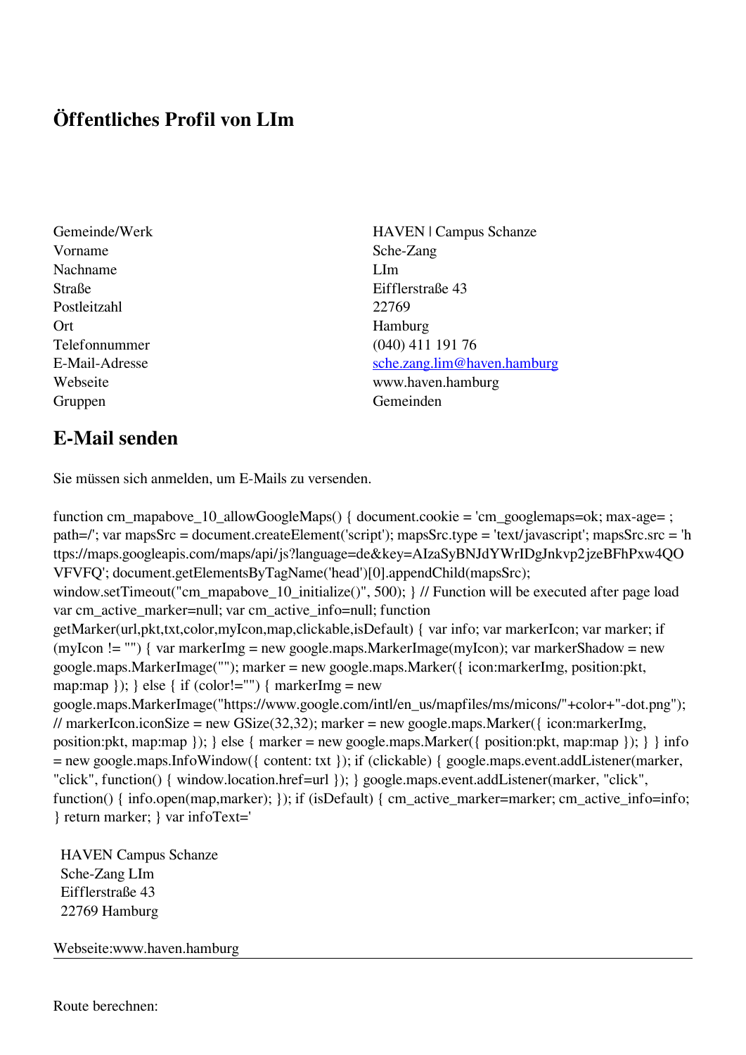# Öffentliches Profil von LIm

| | |
|---|---|
| Gemeinde/Werk | HAVEN \| Campus Schanze |
| Vorname | Sche-Zang |
| Nachname | LIm |
| Straße | Eifflerstraße 43 |
| Postleitzahl | 22769 |
| Ort | Hamburg |
| Telefonnummer | (040) 411 191 76 |
| E-Mail-Adresse | sche.zang.lim@haven.hamburg |
| Webseite | www.haven.hamburg |
| Gruppen | Gemeinden |

## E-Mail senden

Sie müssen sich anmelden, um E-Mails zu versenden.

```
function cm_mapabove_10_allowGoogleMaps() { document.cookie = 'cm_googlemaps=ok; max-age= ; path=/'; var mapsSrc = document.createElement('script'); mapsSrc.type = 'text/javascript'; mapsSrc.src = 'https://maps.googleapis.com/maps/api/js?language=de&key=AIzaSyBNJdYWrIDgJnkvp2jzeBFhPxw4QOVFVFQ'; document.getElementsByTagName('head')[0].appendChild(mapsSrc); window.setTimeout("cm_mapabove_10_initialize()", 500); } // Function will be executed after page load var cm_active_marker=null; var cm_active_info=null; function getMarker(url,pkt,txt,color,myIcon,map,clickable,isDefault) { var info; var markerIcon; var marker; if (myIcon != "") { var markerImg = new google.maps.MarkerImage(myIcon); var markerShadow = new google.maps.MarkerImage(""); marker = new google.maps.Marker({ icon:markerImg, position:pkt, map:map }); } else { if (color!="") { markerImg = new google.maps.MarkerImage("https://www.google.com/intl/en_us/mapfiles/ms/micons/"+color+"-dot.png"); // markerIcon.iconSize = new GSize(32,32); marker = new google.maps.Marker({ icon:markerImg, position:pkt, map:map }); } else { marker = new google.maps.Marker({ position:pkt, map:map }); } } info = new google.maps.InfoWindow({ content: txt }); if (clickable) { google.maps.event.addListener(marker, "click", function() { window.location.href=url }); } google.maps.event.addListener(marker, "click", function() { info.open(map,marker); }); if (isDefault) { cm_active_marker=marker; cm_active_info=info; } return marker; } var infoText='
```

HAVEN Campus Schanze
Sche-Zang LIm
Eifflerstraße 43
22769 Hamburg

Webseite:www.haven.hamburg

---

Route berechnen: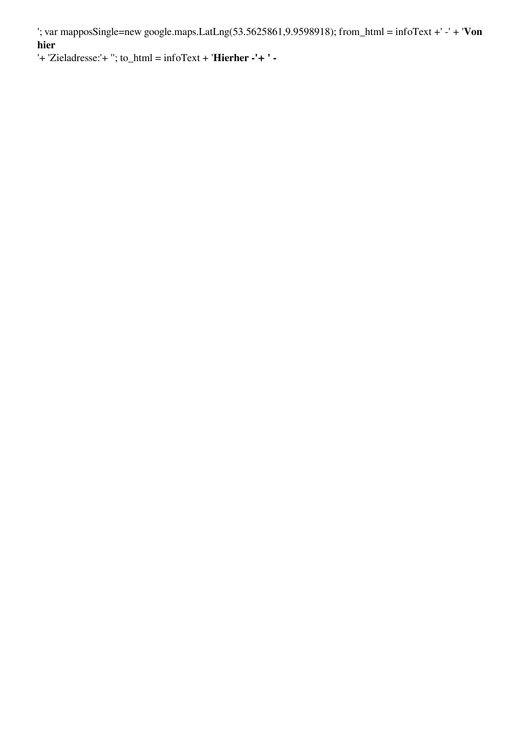'; var mapposSingle=new google.maps.LatLng(53.5625861,9.9598918); from_html = infoText +' -' + '**Von hier**
'+ 'Zieladresse:'+ ''; to_html = infoText + '**Hierher -'+ ' -**